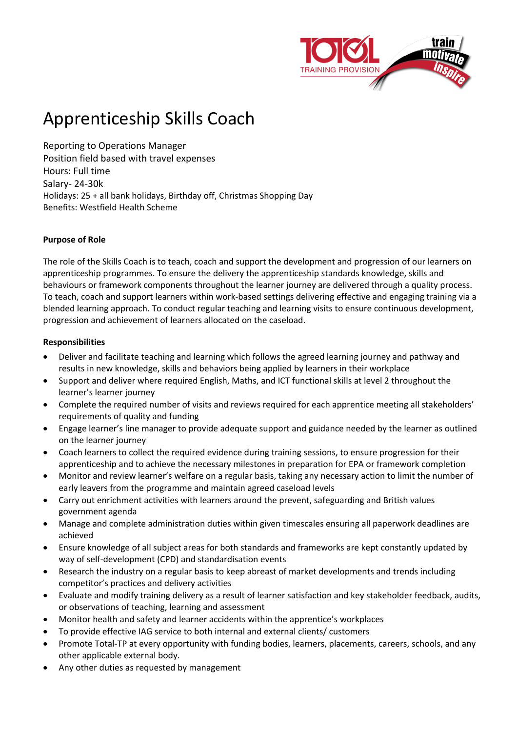# Apprenticeship Skills Coach

Reporting to Operations Manager
Position field based with travel expenses
Hours: Full time
Salary- 24-30k
Holidays: 25 + all bank holidays, Birthday off, Christmas Shopping Day
Benefits: Westfield Health Scheme

**Purpose of Role**

The role of the Skills Coach is to teach, coach and support the development and progression of our learners on apprenticeship programmes. To ensure the delivery the apprenticeship standards knowledge, skills and behaviours or framework components throughout the learner journey are delivered through a quality process. To teach, coach and support learners within work-based settings delivering effective and engaging training via a blended learning approach. To conduct regular teaching and learning visits to ensure continuous development, progression and achievement of learners allocated on the caseload.

**Responsibilities**

- Deliver and facilitate teaching and learning which follows the agreed learning journey and pathway and results in new knowledge, skills and behaviors being applied by learners in their workplace
- Support and deliver where required English, Maths, and ICT functional skills at level 2 throughout the learner's learner journey
- Complete the required number of visits and reviews required for each apprentice meeting all stakeholders' requirements of quality and funding
- Engage learner's line manager to provide adequate support and guidance needed by the learner as outlined on the learner journey
- Coach learners to collect the required evidence during training sessions, to ensure progression for their apprenticeship and to achieve the necessary milestones in preparation for EPA or framework completion
- Monitor and review learner's welfare on a regular basis, taking any necessary action to limit the number of early leavers from the programme and maintain agreed caseload levels
- Carry out enrichment activities with learners around the prevent, safeguarding and British values government agenda
- Manage and complete administration duties within given timescales ensuring all paperwork deadlines are achieved
- Ensure knowledge of all subject areas for both standards and frameworks are kept constantly updated by way of self-development (CPD) and standardisation events
- Research the industry on a regular basis to keep abreast of market developments and trends including competitor's practices and delivery activities
- Evaluate and modify training delivery as a result of learner satisfaction and key stakeholder feedback, audits, or observations of teaching, learning and assessment
- Monitor health and safety and learner accidents within the apprentice's workplaces
- To provide effective IAG service to both internal and external clients/ customers
- Promote Total-TP at every opportunity with funding bodies, learners, placements, careers, schools, and any other applicable external body.
- Any other duties as requested by management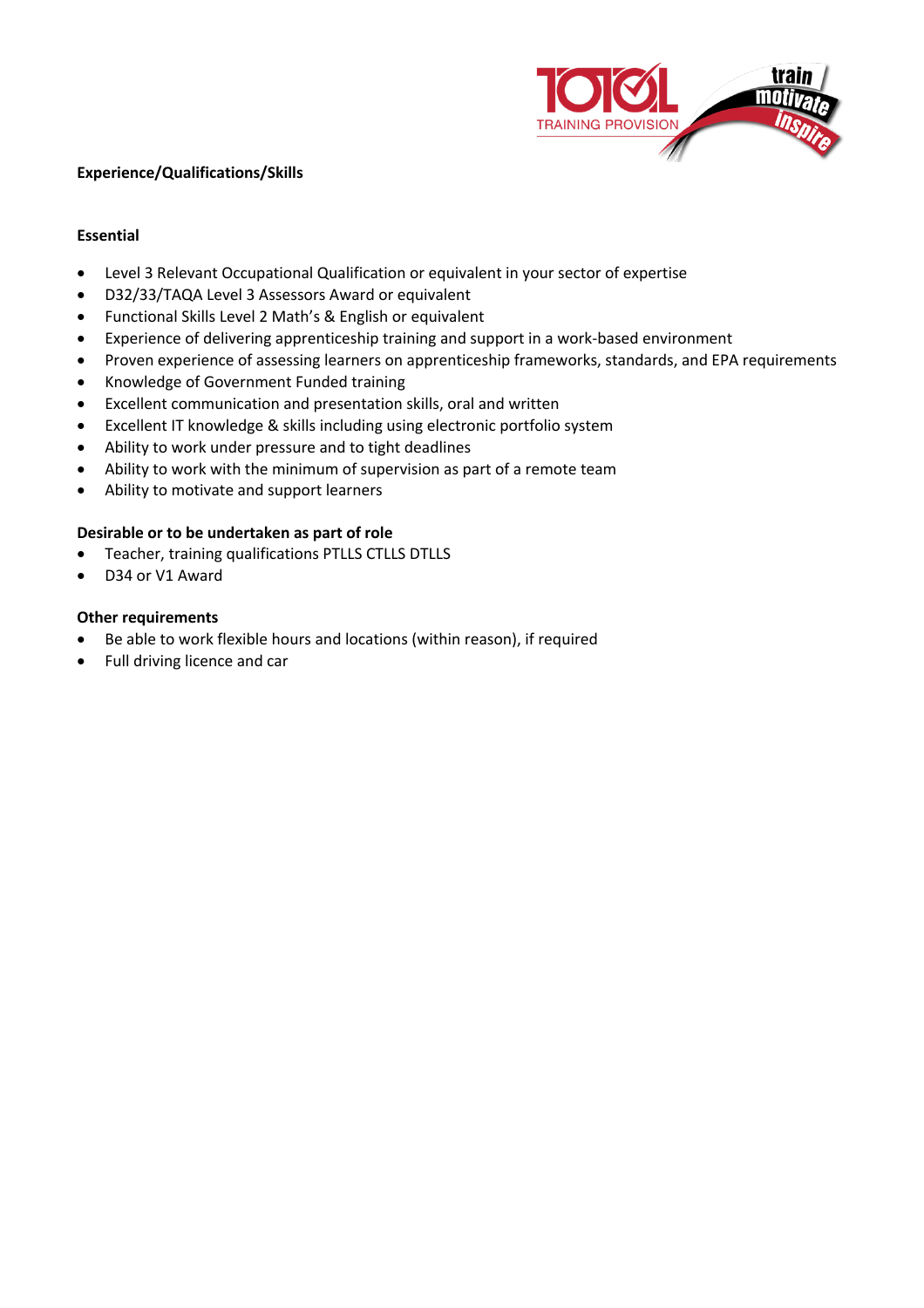**Experience/Qualifications/Skills**

**Essential**

- Level 3 Relevant Occupational Qualification or equivalent in your sector of expertise
- D32/33/TAQA Level 3 Assessors Award or equivalent
- Functional Skills Level 2 Math's & English or equivalent
- Experience of delivering apprenticeship training and support in a work-based environment
- Proven experience of assessing learners on apprenticeship frameworks, standards, and EPA requirements
- Knowledge of Government Funded training
- Excellent communication and presentation skills, oral and written
- Excellent IT knowledge & skills including using electronic portfolio system
- Ability to work under pressure and to tight deadlines
- Ability to work with the minimum of supervision as part of a remote team
- Ability to motivate and support learners

**Desirable or to be undertaken as part of role**

- Teacher, training qualifications PTLLS CTLLS DTLLS
- D34 or V1 Award

**Other requirements**

- Be able to work flexible hours and locations (within reason), if required
- Full driving licence and car